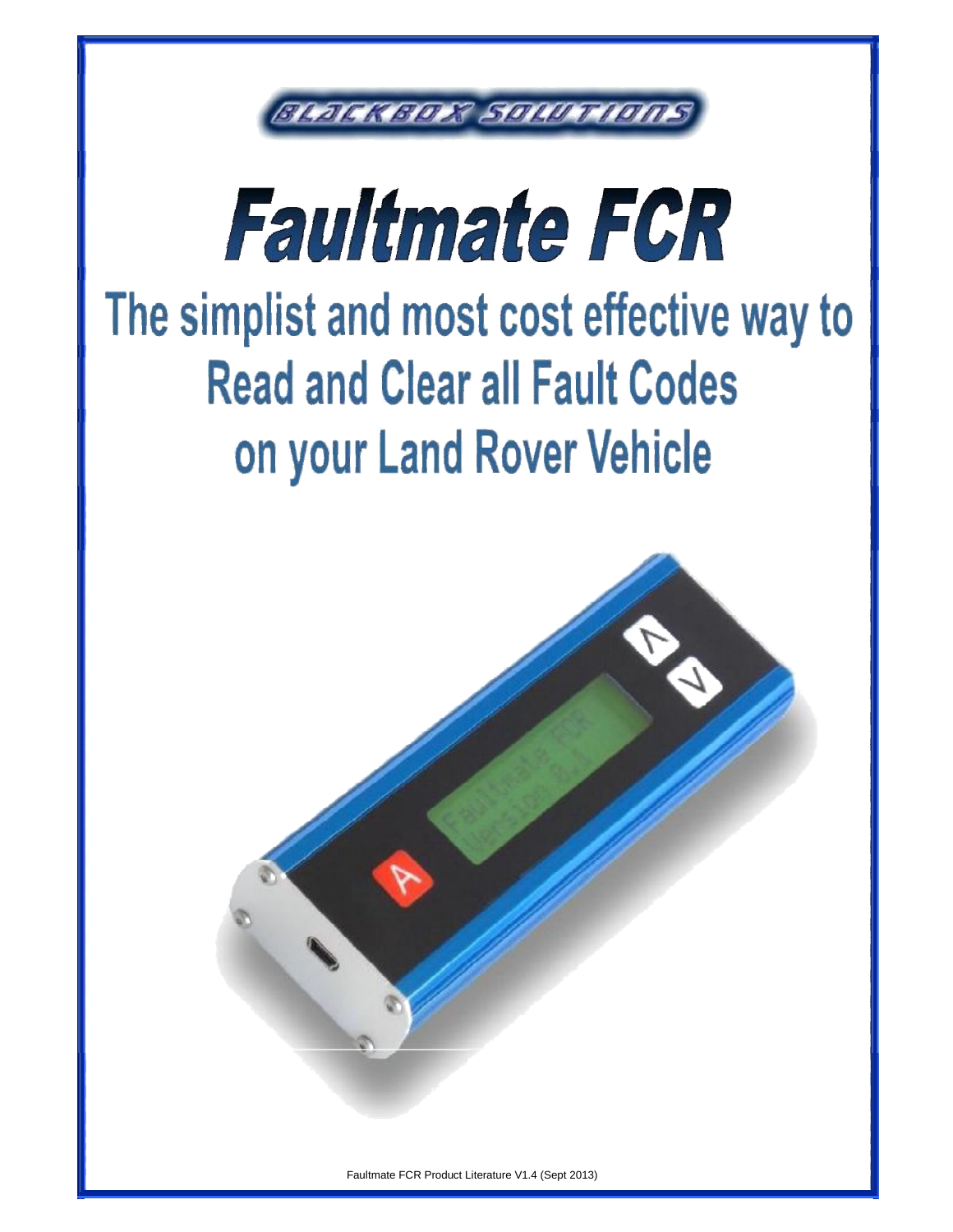BLACKBOX SOLUTIONS

# Faultmate FCR

## The simplist and most cost effective way to Read and Clear all Fault Codes on your Land Rover Vehicle

Faultmate FCR Product Literature V1.4 (Sept 2013)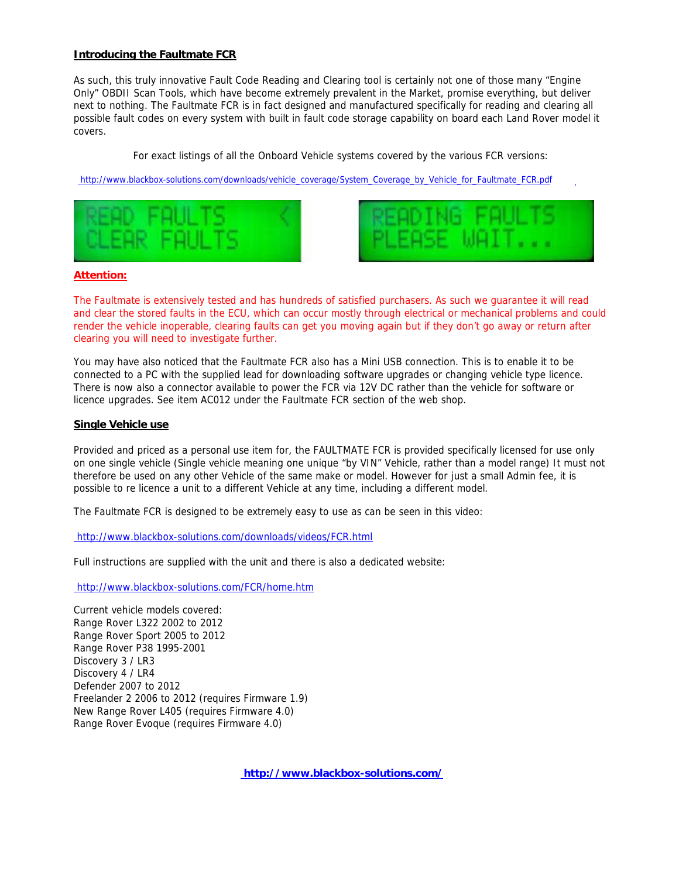**Introducing the Faultmate FCR**

As such, this truly innovative Fault Code Reading and Clearing tool is certainly not one of those many "Engine Only" OBDII Scan Tools, which have become extremely prevalent in the Market, promise everything, but deliver next to nothing. The Faultmate FCR is in fact designed and manufactured specifically for reading and clearing all possible fault codes on every system with built in fault code storage capability on board each Land Rover model it covers.

For exact listings of all the Onboard Vehicle systems covered by the various FCR versions:

http://www.blackbox-solutions.com/downloads/vehicle_coverage/System_Coverage_by_Vehicle_for_Faultmate_FCR.pdf

READ FAULTS
CLEAR FAULTS

READING FAULTS
PLEASE WAIT...

**Attention:**

The Faultmate is extensively tested and has hundreds of satisfied purchasers. As such we guarantee it will read and clear the stored faults in the ECU, which can occur mostly through electrical or mechanical problems and could render the vehicle inoperable, clearing faults can get you moving again but if they don't go away or return after clearing you will need to investigate further.

You may have also noticed that the Faultmate FCR also has a Mini USB connection. This is to enable it to be connected to a PC with the supplied lead for downloading software upgrades or changing vehicle type licence. There is now also a connector available to power the FCR via 12V DC rather than the vehicle for software or licence upgrades. See item AC012 under the Faultmate FCR section of the web shop.

**Single Vehicle use**

Provided and priced as a personal use item for, the FAULTMATE FCR is provided specifically licensed for use only on one single vehicle (Single vehicle meaning one unique "by VIN" Vehicle, rather than a model range) It must not therefore be used on any other Vehicle of the same make or model. However for just a small Admin fee, it is possible to re licence a unit to a different Vehicle at any time, including a different model.

The Faultmate FCR is designed to be extremely easy to use as can be seen in this video:

http://www.blackbox-solutions.com/downloads/videos/FCR.html

Full instructions are supplied with the unit and there is also a dedicated website:

http://www.blackbox-solutions.com/FCR/home.htm

Current vehicle models covered:
Range Rover L322 2002 to 2012
Range Rover Sport 2005 to 2012
Range Rover P38 1995-2001
Discovery 3 / LR3
Discovery 4 / LR4
Defender 2007 to 2012
Freelander 2 2006 to 2012 (requires Firmware 1.9)
New Range Rover L405 (requires Firmware 4.0)
Range Rover Evoque (requires Firmware 4.0)

**http://www.blackbox-solutions.com/**